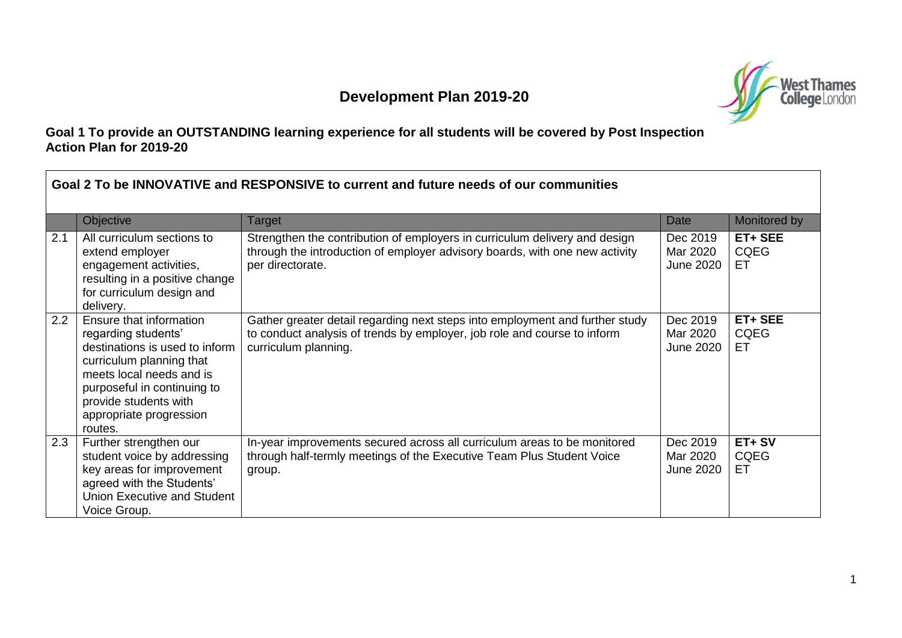# Development Plan 2019-20

**Goal 1 To provide an OUTSTANDING learning experience for all students will be covered by Post Inspection Action Plan for 2019-20**

**Goal 2 To be INNOVATIVE and RESPONSIVE to current and future needs of our communities**

| | Objective | Target | Date | Monitored by |
|---|---|---|---|---|
| 2.1 | All curriculum sections to extend employer engagement activities, resulting in a positive change for curriculum design and delivery. | Strengthen the contribution of employers in curriculum delivery and design through the introduction of employer advisory boards, with one new activity per directorate. | Dec 2019<br>Mar 2020<br>June 2020 | **ET+ SEE**<br>CQEG<br>ET |
| 2.2 | Ensure that information regarding students' destinations is used to inform curriculum planning that meets local needs and is purposeful in continuing to provide students with appropriate progression routes. | Gather greater detail regarding next steps into employment and further study to conduct analysis of trends by employer, job role and course to inform curriculum planning. | Dec 2019<br>Mar 2020<br>June 2020 | **ET+ SEE**<br>CQEG<br>ET |
| 2.3 | Further strengthen our student voice by addressing key areas for improvement agreed with the Students' Union Executive and Student Voice Group. | In-year improvements secured across all curriculum areas to be monitored through half-termly meetings of the Executive Team Plus Student Voice group. | Dec 2019<br>Mar 2020<br>June 2020 | **ET+ SV**<br>CQEG<br>ET |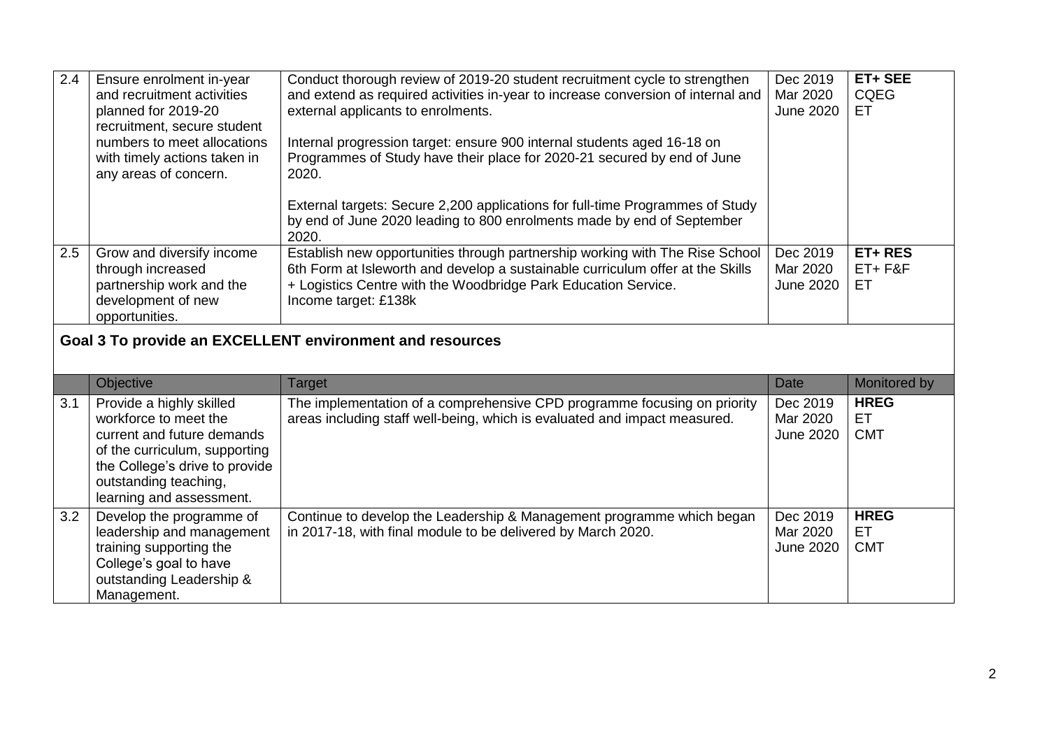| | | | | |
|---|---|---|---|---|
| 2.4 | Ensure enrolment in-year and recruitment activities planned for 2019-20 recruitment, secure student numbers to meet allocations with timely actions taken in any areas of concern. | Conduct thorough review of 2019-20 student recruitment cycle to strengthen and extend as required activities in-year to increase conversion of internal and external applicants to enrolments.<br><br>Internal progression target: ensure 900 internal students aged 16-18 on Programmes of Study have their place for 2020-21 secured by end of June 2020.<br><br>External targets: Secure 2,200 applications for full-time Programmes of Study by end of June 2020 leading to 800 enrolments made by end of September 2020. | Dec 2019<br>Mar 2020<br>June 2020 | **ET+ SEE**<br>CQEG<br>ET |
| 2.5 | Grow and diversify income through increased partnership work and the development of new opportunities. | Establish new opportunities through partnership working with The Rise School 6th Form at Isleworth and develop a sustainable curriculum offer at the Skills + Logistics Centre with the Woodbridge Park Education Service.<br>Income target: £138k | Dec 2019<br>Mar 2020<br>June 2020 | **ET+ RES**<br>ET+ F&F<br>ET |

## Goal 3 To provide an EXCELLENT environment and resources

| | Objective | Target | Date | Monitored by |
|---|---|---|---|---|
| 3.1 | Provide a highly skilled workforce to meet the current and future demands of the curriculum, supporting the College's drive to provide outstanding teaching, learning and assessment. | The implementation of a comprehensive CPD programme focusing on priority areas including staff well-being, which is evaluated and impact measured. | Dec 2019<br>Mar 2020<br>June 2020 | **HREG**<br>ET<br>CMT |
| 3.2 | Develop the programme of leadership and management training supporting the College's goal to have outstanding Leadership & Management. | Continue to develop the Leadership & Management programme which began in 2017-18, with final module to be delivered by March 2020. | Dec 2019<br>Mar 2020<br>June 2020 | **HREG**<br>ET<br>CMT |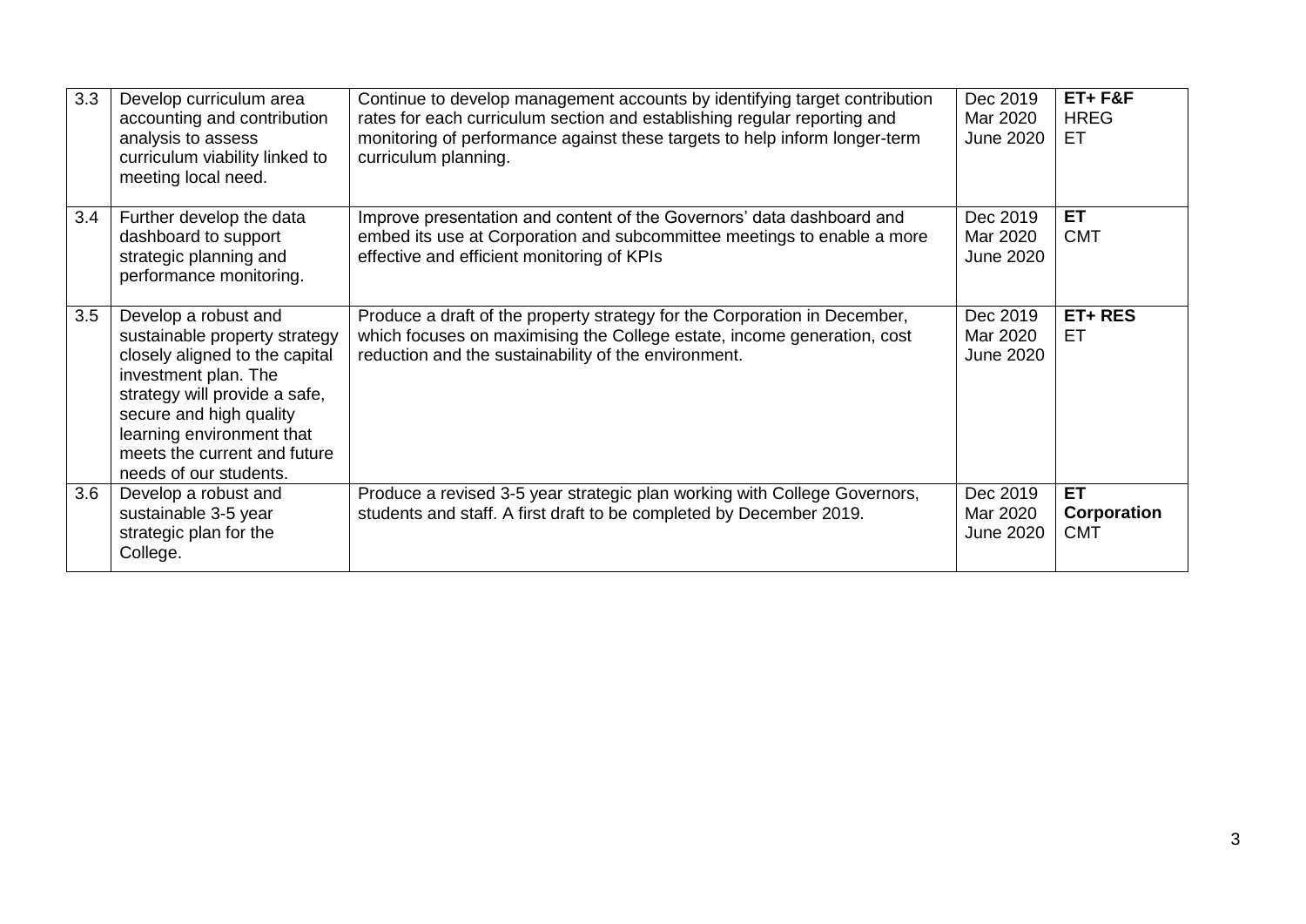| | | | | |
|---|---|---|---|---|
| 3.3 | Develop curriculum area accounting and contribution analysis to assess curriculum viability linked to meeting local need. | Continue to develop management accounts by identifying target contribution rates for each curriculum section and establishing regular reporting and monitoring of performance against these targets to help inform longer-term curriculum planning. | Dec 2019<br>Mar 2020<br>June 2020 | **ET+ F&F**<br>HREG<br>ET |
| 3.4 | Further develop the data dashboard to support strategic planning and performance monitoring. | Improve presentation and content of the Governors' data dashboard and embed its use at Corporation and subcommittee meetings to enable a more effective and efficient monitoring of KPIs | Dec 2019<br>Mar 2020<br>June 2020 | **ET**<br>CMT |
| 3.5 | Develop a robust and sustainable property strategy closely aligned to the capital investment plan. The strategy will provide a safe, secure and high quality learning environment that meets the current and future needs of our students. | Produce a draft of the property strategy for the Corporation in December, which focuses on maximising the College estate, income generation, cost reduction and the sustainability of the environment. | Dec 2019<br>Mar 2020<br>June 2020 | **ET+ RES**<br>ET |
| 3.6 | Develop a robust and sustainable 3-5 year strategic plan for the College. | Produce a revised 3-5 year strategic plan working with College Governors, students and staff. A first draft to be completed by December 2019. | Dec 2019<br>Mar 2020<br>June 2020 | **ET**<br>**Corporation**<br>CMT |